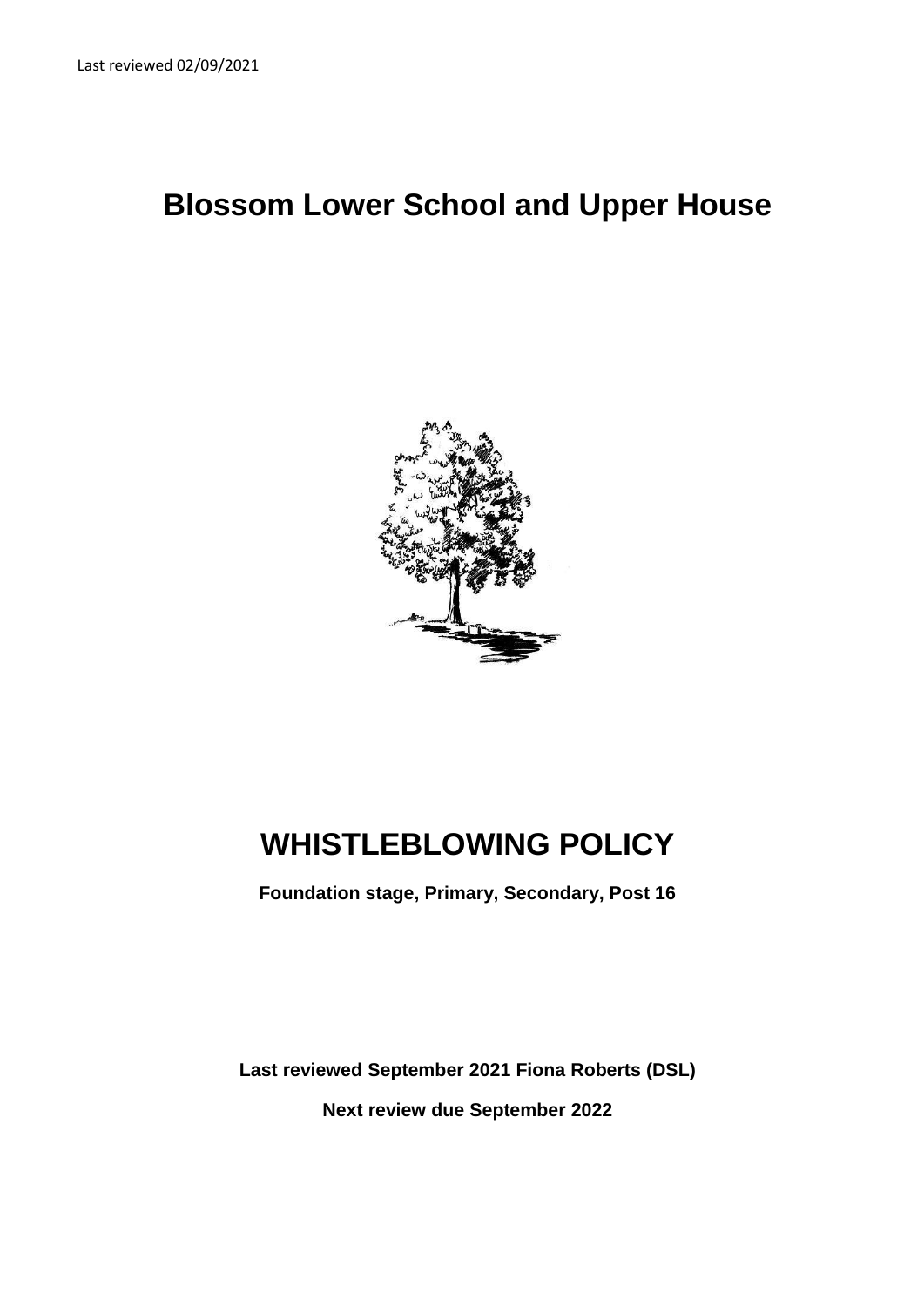Last reviewed 02/09/2021

# Blossom Lower School and Upper House

# WHISTLEBLOWING POLICY

**Foundation stage, Primary, Secondary, Post 16**

**Last reviewed September 2021 Fiona Roberts (DSL)**

**Next review due September 2022**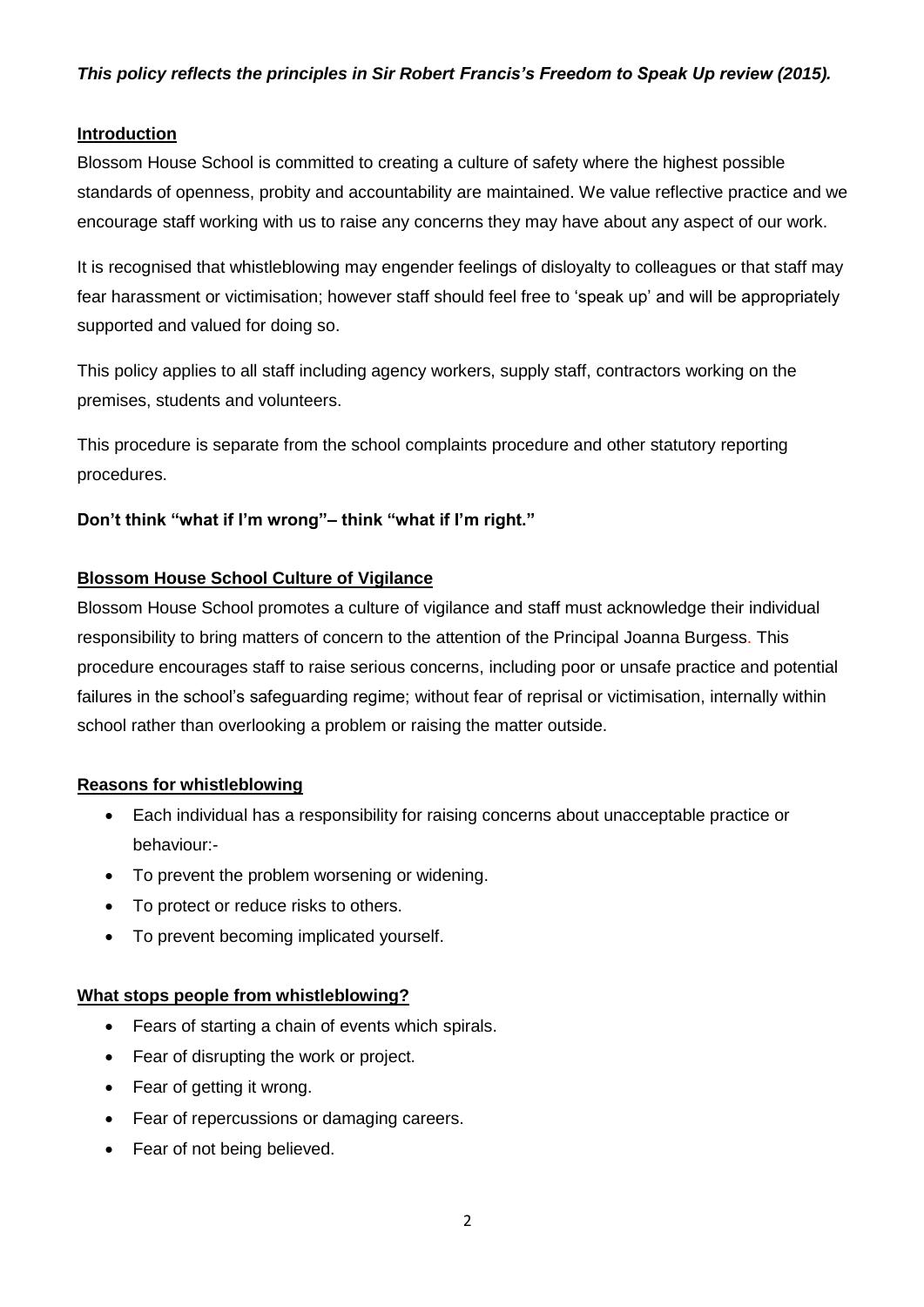***This policy reflects the principles in Sir Robert Francis's Freedom to Speak Up review (2015).***

## Introduction

Blossom House School is committed to creating a culture of safety where the highest possible standards of openness, probity and accountability are maintained. We value reflective practice and we encourage staff working with us to raise any concerns they may have about any aspect of our work.

It is recognised that whistleblowing may engender feelings of disloyalty to colleagues or that staff may fear harassment or victimisation; however staff should feel free to 'speak up' and will be appropriately supported and valued for doing so.

This policy applies to all staff including agency workers, supply staff, contractors working on the premises, students and volunteers.

This procedure is separate from the school complaints procedure and other statutory reporting procedures.

**Don't think "what if I'm wrong"– think "what if I'm right."**

## Blossom House School Culture of Vigilance

Blossom House School promotes a culture of vigilance and staff must acknowledge their individual responsibility to bring matters of concern to the attention of the Principal Joanna Burgess. This procedure encourages staff to raise serious concerns, including poor or unsafe practice and potential failures in the school's safeguarding regime; without fear of reprisal or victimisation, internally within school rather than overlooking a problem or raising the matter outside.

## Reasons for whistleblowing

- Each individual has a responsibility for raising concerns about unacceptable practice or behaviour:-
- To prevent the problem worsening or widening.
- To protect or reduce risks to others.
- To prevent becoming implicated yourself.

## What stops people from whistleblowing?

- Fears of starting a chain of events which spirals.
- Fear of disrupting the work or project.
- Fear of getting it wrong.
- Fear of repercussions or damaging careers.
- Fear of not being believed.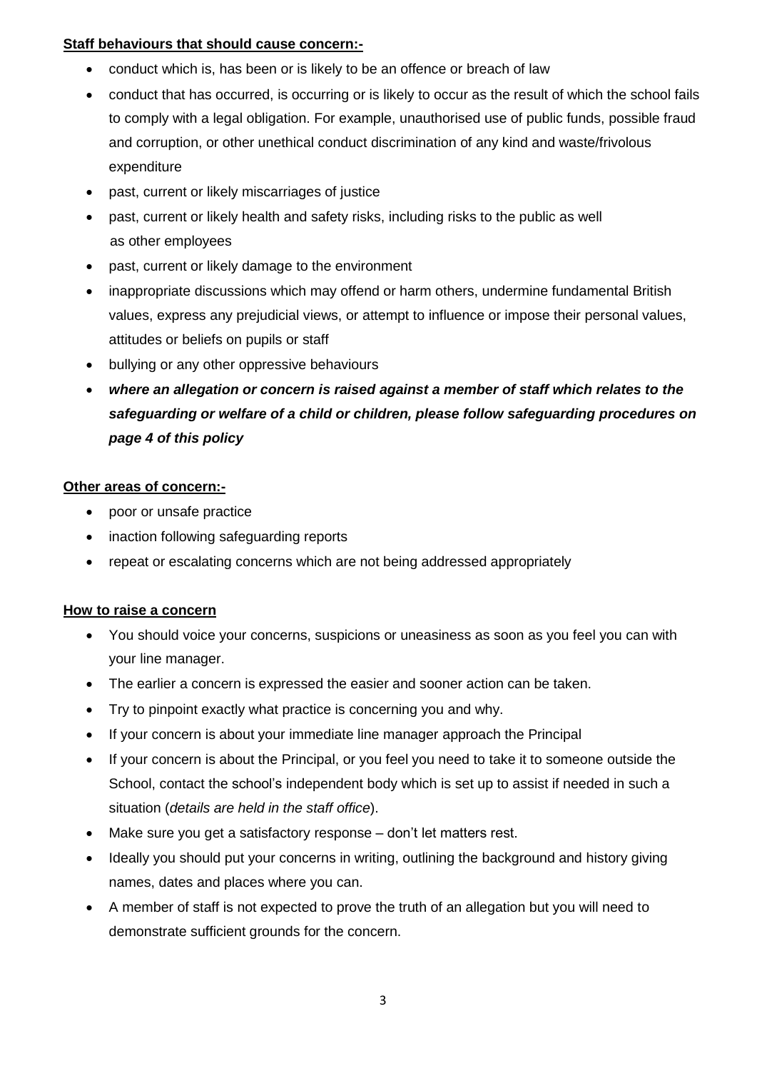**Staff behaviours that should cause concern:-**

- conduct which is, has been or is likely to be an offence or breach of law
- conduct that has occurred, is occurring or is likely to occur as the result of which the school fails to comply with a legal obligation. For example, unauthorised use of public funds, possible fraud and corruption, or other unethical conduct discrimination of any kind and waste/frivolous expenditure
- past, current or likely miscarriages of justice
- past, current or likely health and safety risks, including risks to the public as well as other employees
- past, current or likely damage to the environment
- inappropriate discussions which may offend or harm others, undermine fundamental British values, express any prejudicial views, or attempt to influence or impose their personal values, attitudes or beliefs on pupils or staff
- bullying or any other oppressive behaviours
- ***where an allegation or concern is raised against a member of staff which relates to the safeguarding or welfare of a child or children, please follow safeguarding procedures on page 4 of this policy***

**Other areas of concern:-**

- poor or unsafe practice
- inaction following safeguarding reports
- repeat or escalating concerns which are not being addressed appropriately

**How to raise a concern**

- You should voice your concerns, suspicions or uneasiness as soon as you feel you can with your line manager.
- The earlier a concern is expressed the easier and sooner action can be taken.
- Try to pinpoint exactly what practice is concerning you and why.
- If your concern is about your immediate line manager approach the Principal
- If your concern is about the Principal, or you feel you need to take it to someone outside the School, contact the school's independent body which is set up to assist if needed in such a situation (*details are held in the staff office*).
- Make sure you get a satisfactory response – don't let matters rest.
- Ideally you should put your concerns in writing, outlining the background and history giving names, dates and places where you can.
- A member of staff is not expected to prove the truth of an allegation but you will need to demonstrate sufficient grounds for the concern.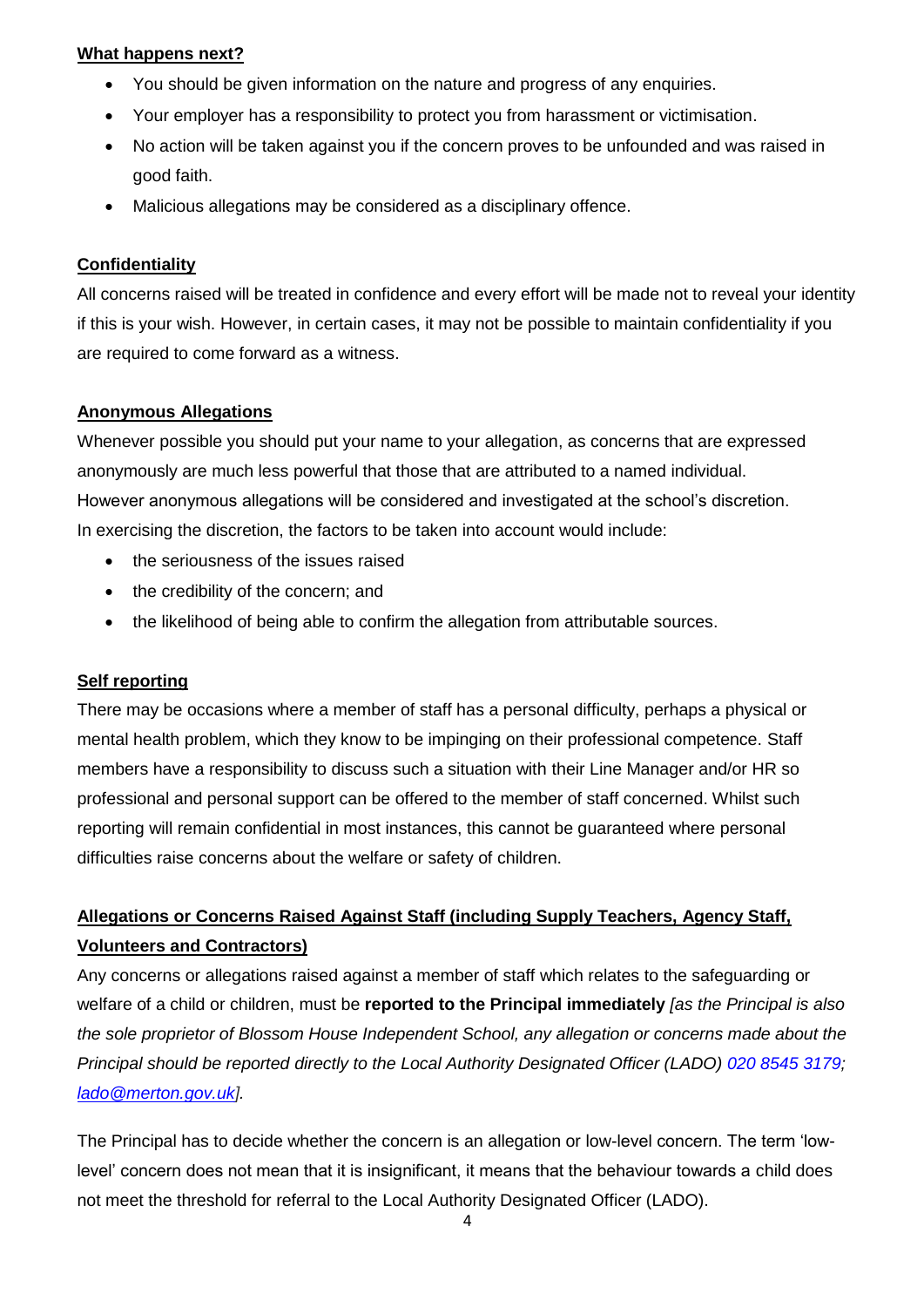**What happens next?**

- You should be given information on the nature and progress of any enquiries.
- Your employer has a responsibility to protect you from harassment or victimisation.
- No action will be taken against you if the concern proves to be unfounded and was raised in good faith.
- Malicious allegations may be considered as a disciplinary offence.

**Confidentiality**

All concerns raised will be treated in confidence and every effort will be made not to reveal your identity if this is your wish. However, in certain cases, it may not be possible to maintain confidentiality if you are required to come forward as a witness.

**Anonymous Allegations**

Whenever possible you should put your name to your allegation, as concerns that are expressed anonymously are much less powerful that those that are attributed to a named individual. However anonymous allegations will be considered and investigated at the school's discretion. In exercising the discretion, the factors to be taken into account would include:

- the seriousness of the issues raised
- the credibility of the concern; and
- the likelihood of being able to confirm the allegation from attributable sources.

**Self reporting**

There may be occasions where a member of staff has a personal difficulty, perhaps a physical or mental health problem, which they know to be impinging on their professional competence. Staff members have a responsibility to discuss such a situation with their Line Manager and/or HR so professional and personal support can be offered to the member of staff concerned. Whilst such reporting will remain confidential in most instances, this cannot be guaranteed where personal difficulties raise concerns about the welfare or safety of children.

**Allegations or Concerns Raised Against Staff (including Supply Teachers, Agency Staff, Volunteers and Contractors)**

Any concerns or allegations raised against a member of staff which relates to the safeguarding or welfare of a child or children, must be **reported to the Principal immediately** *[as the Principal is also the sole proprietor of Blossom House Independent School, any allegation or concerns made about the Principal should be reported directly to the Local Authority Designated Officer (LADO) 020 8545 3179; lado@merton.gov.uk].*

The Principal has to decide whether the concern is an allegation or low-level concern. The term 'low-level' concern does not mean that it is insignificant, it means that the behaviour towards a child does not meet the threshold for referral to the Local Authority Designated Officer (LADO).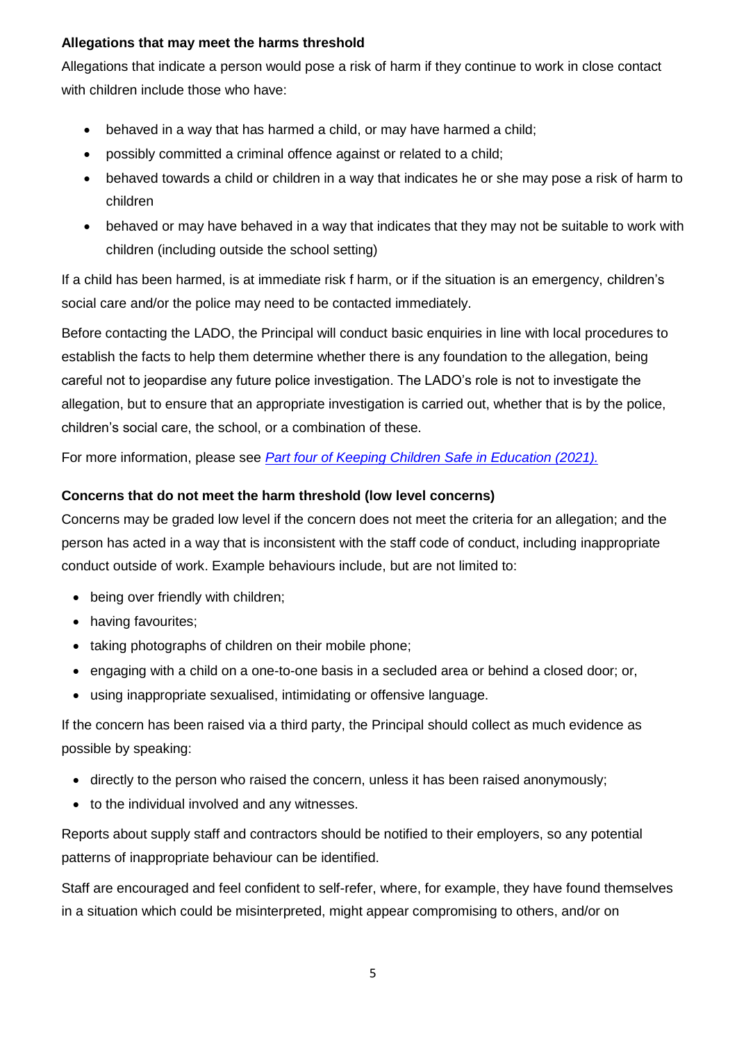**Allegations that may meet the harms threshold**

Allegations that indicate a person would pose a risk of harm if they continue to work in close contact with children include those who have:

- behaved in a way that has harmed a child, or may have harmed a child;
- possibly committed a criminal offence against or related to a child;
- behaved towards a child or children in a way that indicates he or she may pose a risk of harm to children
- behaved or may have behaved in a way that indicates that they may not be suitable to work with children (including outside the school setting)

If a child has been harmed, is at immediate risk f harm, or if the situation is an emergency, children's social care and/or the police may need to be contacted immediately.

Before contacting the LADO, the Principal will conduct basic enquiries in line with local procedures to establish the facts to help them determine whether there is any foundation to the allegation, being careful not to jeopardise any future police investigation. The LADO's role is not to investigate the allegation, but to ensure that an appropriate investigation is carried out, whether that is by the police, children's social care, the school, or a combination of these.

For more information, please see *Part four of Keeping Children Safe in Education (2021).*

**Concerns that do not meet the harm threshold (low level concerns)**

Concerns may be graded low level if the concern does not meet the criteria for an allegation; and the person has acted in a way that is inconsistent with the staff code of conduct, including inappropriate conduct outside of work. Example behaviours include, but are not limited to:

- being over friendly with children;
- having favourites;
- taking photographs of children on their mobile phone;
- engaging with a child on a one-to-one basis in a secluded area or behind a closed door; or,
- using inappropriate sexualised, intimidating or offensive language.

If the concern has been raised via a third party, the Principal should collect as much evidence as possible by speaking:

- directly to the person who raised the concern, unless it has been raised anonymously;
- to the individual involved and any witnesses.

Reports about supply staff and contractors should be notified to their employers, so any potential patterns of inappropriate behaviour can be identified.

Staff are encouraged and feel confident to self-refer, where, for example, they have found themselves in a situation which could be misinterpreted, might appear compromising to others, and/or on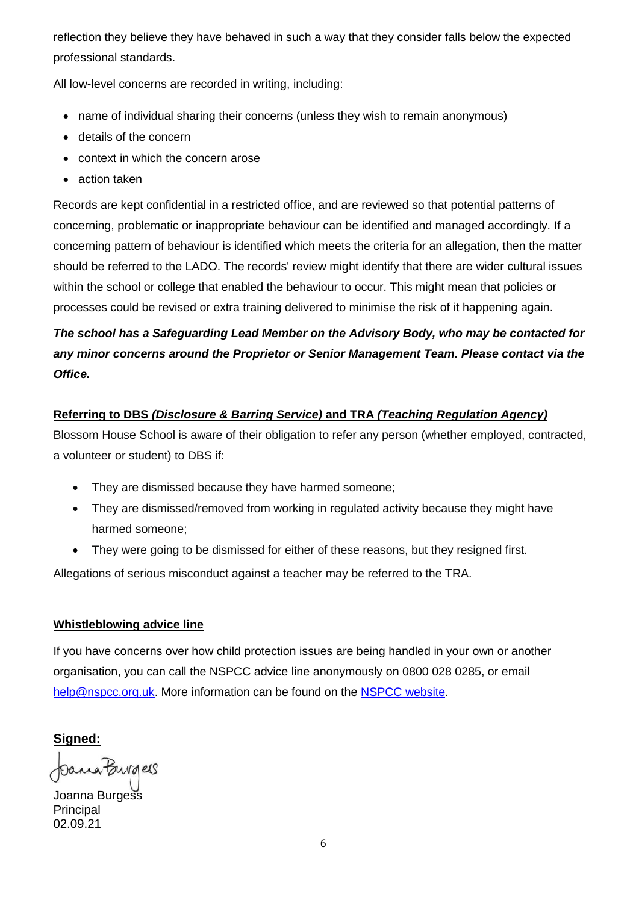reflection they believe they have behaved in such a way that they consider falls below the expected professional standards.

All low-level concerns are recorded in writing, including:

- name of individual sharing their concerns (unless they wish to remain anonymous)
- details of the concern
- context in which the concern arose
- action taken

Records are kept confidential in a restricted office, and are reviewed so that potential patterns of concerning, problematic or inappropriate behaviour can be identified and managed accordingly. If a concerning pattern of behaviour is identified which meets the criteria for an allegation, then the matter should be referred to the LADO. The records' review might identify that there are wider cultural issues within the school or college that enabled the behaviour to occur. This might mean that policies or processes could be revised or extra training delivered to minimise the risk of it happening again.

***The school has a Safeguarding Lead Member on the Advisory Body, who may be contacted for any minor concerns around the Proprietor or Senior Management Team. Please contact via the Office.***

**Referring to DBS *(Disclosure & Barring Service)* and TRA *(Teaching Regulation Agency)***

Blossom House School is aware of their obligation to refer any person (whether employed, contracted, a volunteer or student) to DBS if:

- They are dismissed because they have harmed someone;
- They are dismissed/removed from working in regulated activity because they might have harmed someone;
- They were going to be dismissed for either of these reasons, but they resigned first.

Allegations of serious misconduct against a teacher may be referred to the TRA.

**Whistleblowing advice line**

If you have concerns over how child protection issues are being handled in your own or another organisation, you can call the NSPCC advice line anonymously on 0800 028 0285, or email help@nspcc.org.uk. More information can be found on the NSPCC website.

**Signed:**

Joanna Burgess

Joanna Burgess
Principal
02.09.21